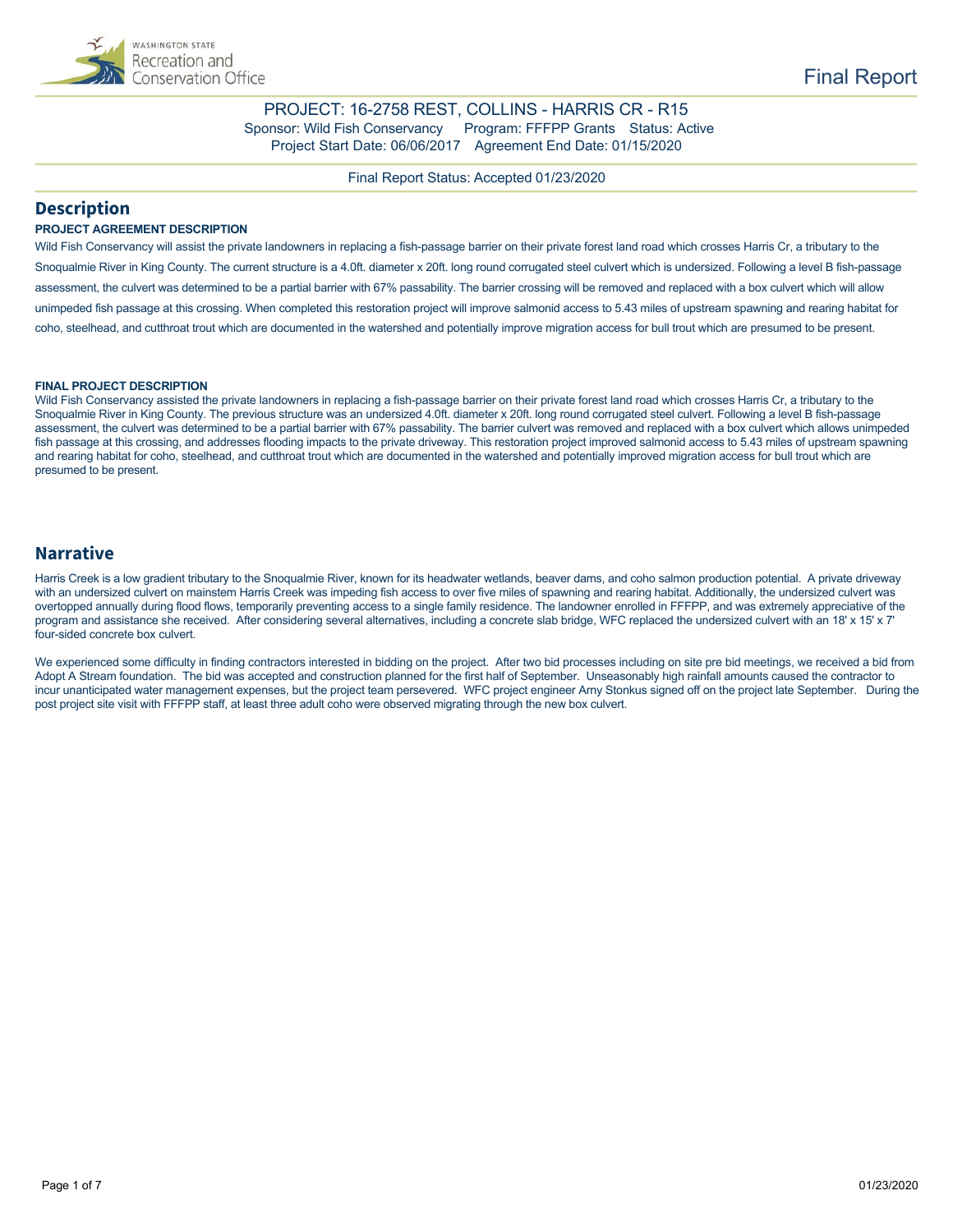# Final Report

PROJECT: 16-2758 REST, COLLINS - HARRIS CR - R15

Sponsor: Wild Fish Conservancy     Program: FFFPP Grants     Status: Active

Project Start Date: 06/06/2017     Agreement End Date: 01/15/2020

Final Report Status: Accepted 01/23/2020

## Description

**PROJECT AGREEMENT DESCRIPTION**

Wild Fish Conservancy will assist the private landowners in replacing a fish-passage barrier on their private forest land road which crosses Harris Cr, a tributary to the Snoqualmie River in King County. The current structure is a 4.0ft. diameter x 20ft. long round corrugated steel culvert which is undersized. Following a level B fish-passage assessment, the culvert was determined to be a partial barrier with 67% passability. The barrier crossing will be removed and replaced with a box culvert which will allow unimpeded fish passage at this crossing. When completed this restoration project will improve salmonid access to 5.43 miles of upstream spawning and rearing habitat for coho, steelhead, and cutthroat trout which are documented in the watershed and potentially improve migration access for bull trout which are presumed to be present.

**FINAL PROJECT DESCRIPTION**

Wild Fish Conservancy assisted the private landowners in replacing a fish-passage barrier on their private forest land road which crosses Harris Cr, a tributary to the Snoqualmie River in King County. The previous structure was an undersized 4.0ft. diameter x 20ft. long round corrugated steel culvert. Following a level B fish-passage assessment, the culvert was determined to be a partial barrier with 67% passability. The barrier culvert was removed and replaced with a box culvert which allows unimpeded fish passage at this crossing, and addresses flooding impacts to the private driveway. This restoration project improved salmonid access to 5.43 miles of upstream spawning and rearing habitat for coho, steelhead, and cutthroat trout which are documented in the watershed and potentially improved migration access for bull trout which are presumed to be present.

## Narrative

Harris Creek is a low gradient tributary to the Snoqualmie River, known for its headwater wetlands, beaver dams, and coho salmon production potential. A private driveway with an undersized culvert on mainstem Harris Creek was impeding fish access to over five miles of spawning and rearing habitat. Additionally, the undersized culvert was overtopped annually during flood flows, temporarily preventing access to a single family residence. The landowner enrolled in FFFPP, and was extremely appreciative of the program and assistance she received. After considering several alternatives, including a concrete slab bridge, WFC replaced the undersized culvert with an 18' x 15' x 7' four-sided concrete box culvert.

We experienced some difficulty in finding contractors interested in bidding on the project. After two bid processes including on site pre bid meetings, we received a bid from Adopt A Stream foundation. The bid was accepted and construction planned for the first half of September. Unseasonably high rainfall amounts caused the contractor to incur unanticipated water management expenses, but the project team persevered. WFC project engineer Arny Stonkus signed off on the project late September. During the post project site visit with FFFPP staff, at least three adult coho were observed migrating through the new box culvert.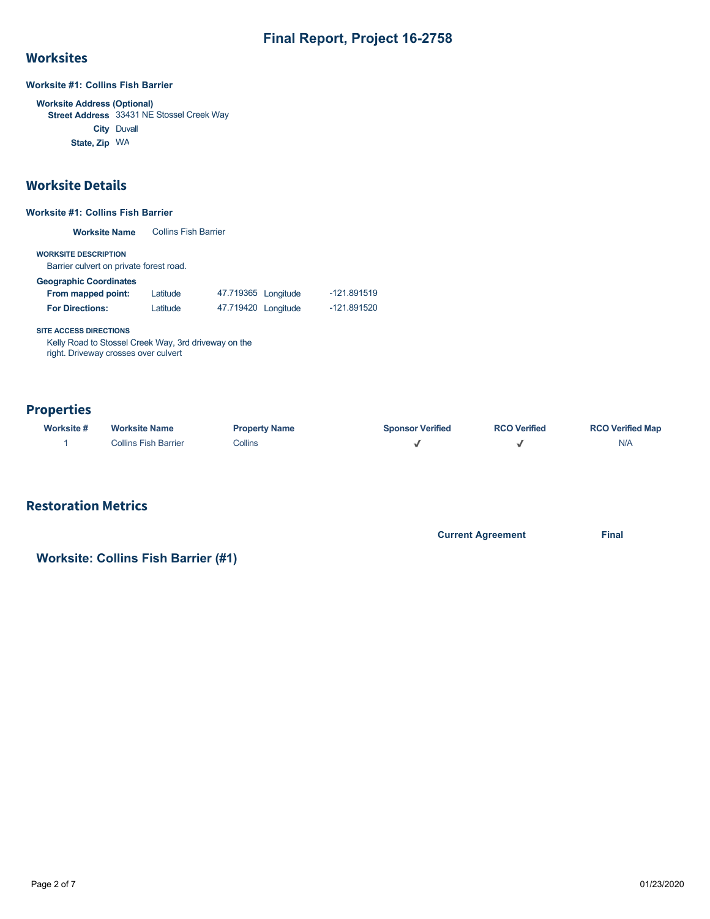# Final Report, Project 16-2758

## Worksites

### Worksite #1: Collins Fish Barrier

**Worksite Address (Optional)**

**Street Address** 33431 NE Stossel Creek Way

**City** Duvall

**State, Zip** WA

## Worksite Details

### Worksite #1: Collins Fish Barrier

**Worksite Name** Collins Fish Barrier

**WORKSITE DESCRIPTION**

Barrier culvert on private forest road.

**Geographic Coordinates**

| | | | | |
|---|---|---|---|---|
| **From mapped point:** | Latitude | 47.719365 | Longitude | -121.891519 |
| **For Directions:** | Latitude | 47.719420 | Longitude | -121.891520 |

**SITE ACCESS DIRECTIONS**

Kelly Road to Stossel Creek Way, 3rd driveway on the right. Driveway crosses over culvert

## Properties

| Worksite # | Worksite Name | Property Name | Sponsor Verified | RCO Verified | RCO Verified Map |
|---|---|---|---|---|---|
| 1 | Collins Fish Barrier | Collins | ✓ | ✓ | N/A |

## Restoration Metrics

| | Current Agreement | Final |
|---|---|---|

### Worksite: Collins Fish Barrier (#1)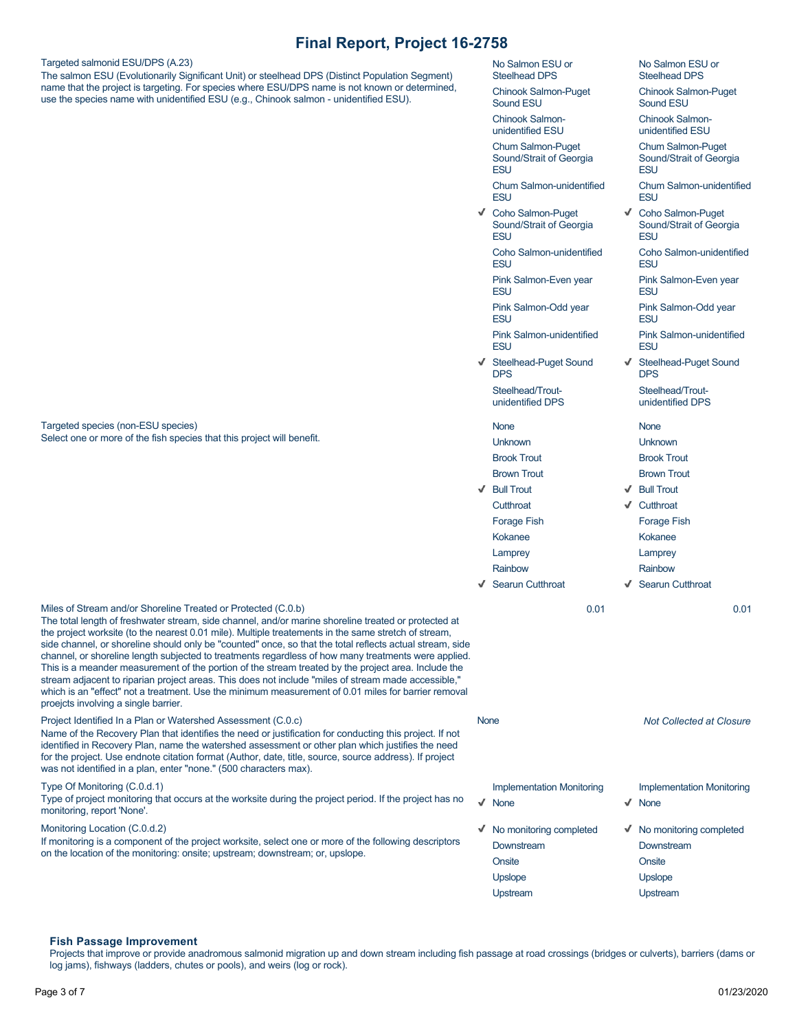# Final Report, Project 16-2758

| Field | Column 1 | Column 2 |
| --- | --- | --- |
| **Targeted salmonid ESU/DPS (A.23)**<br>The salmon ESU (Evolutionarily Significant Unit) or steelhead DPS (Distinct Population Segment) name that the project is targeting. For species where ESU/DPS name is not known or determined, use the species name with unidentified ESU (e.g., Chinook salmon - unidentified ESU). | No Salmon ESU or Steelhead DPS<br>Chinook Salmon-Puget Sound ESU<br>Chinook Salmon-unidentified ESU<br>Chum Salmon-Puget Sound/Strait of Georgia ESU<br>Chum Salmon-unidentified ESU<br>✔ Coho Salmon-Puget Sound/Strait of Georgia ESU<br>Coho Salmon-unidentified ESU<br>Pink Salmon-Even year ESU<br>Pink Salmon-Odd year ESU<br>Pink Salmon-unidentified ESU<br>✔ Steelhead-Puget Sound DPS<br>Steelhead/Trout-unidentified DPS | No Salmon ESU or Steelhead DPS<br>Chinook Salmon-Puget Sound ESU<br>Chinook Salmon-unidentified ESU<br>Chum Salmon-Puget Sound/Strait of Georgia ESU<br>Chum Salmon-unidentified ESU<br>✔ Coho Salmon-Puget Sound/Strait of Georgia ESU<br>Coho Salmon-unidentified ESU<br>Pink Salmon-Even year ESU<br>Pink Salmon-Odd year ESU<br>Pink Salmon-unidentified ESU<br>✔ Steelhead-Puget Sound DPS<br>Steelhead/Trout-unidentified DPS |
| **Targeted species (non-ESU species)**<br>Select one or more of the fish species that this project will benefit. | None<br>Unknown<br>Brook Trout<br>Brown Trout<br>✔ Bull Trout<br>Cutthroat<br>Forage Fish<br>Kokanee<br>Lamprey<br>Rainbow<br>✔ Searun Cutthroat | None<br>Unknown<br>Brook Trout<br>Brown Trout<br>✔ Bull Trout<br>✔ Cutthroat<br>Forage Fish<br>Kokanee<br>Lamprey<br>Rainbow<br>✔ Searun Cutthroat |
| **Miles of Stream and/or Shoreline Treated or Protected (C.0.b)**<br>The total length of freshwater stream, side channel, and/or marine shoreline treated or protected at the project worksite (to the nearest 0.01 mile). Multiple treatements in the same stretch of stream, side channel, or shoreline should only be "counted" once, so that the total reflects actual stream, side channel, or shoreline length subjected to treatments regardless of how many treatments were applied. This is a meander measurement of the portion of the stream treated by the project area. Include the stream adjacent to riparian project areas. This does not include "miles of stream made accessible," which is an "effect" not a treatment. Use the minimum measurement of 0.01 miles for barrier removal proejcts involving a single barrier. | 0.01 | 0.01 |
| **Project Identified In a Plan or Watershed Assessment (C.0.c)**<br>Name of the Recovery Plan that identifies the need or justification for conducting this project. If not identified in Recovery Plan, name the watershed assessment or other plan which justifies the need for the project. Use endnote citation format (Author, date, title, source, source address). If project was not identified in a plan, enter "none." (500 characters max). | None | *Not Collected at Closure* |
| **Type Of Monitoring (C.0.d.1)**<br>Type of project monitoring that occurs at the worksite during the project period. If the project has no monitoring, report 'None'. | Implementation Monitoring<br>✔ None | Implementation Monitoring<br>✔ None |
| **Monitoring Location (C.0.d.2)**<br>If monitoring is a component of the project worksite, select one or more of the following descriptors on the location of the monitoring: onsite; upstream; downstream; or, upslope. | ✔ No monitoring completed<br>Downstream<br>Onsite<br>Upslope<br>Upstream | ✔ No monitoring completed<br>Downstream<br>Onsite<br>Upslope<br>Upstream |

### Fish Passage Improvement

Projects that improve or provide anadromous salmonid migration up and down stream including fish passage at road crossings (bridges or culverts), barriers (dams or log jams), fishways (ladders, chutes or pools), and weirs (log or rock).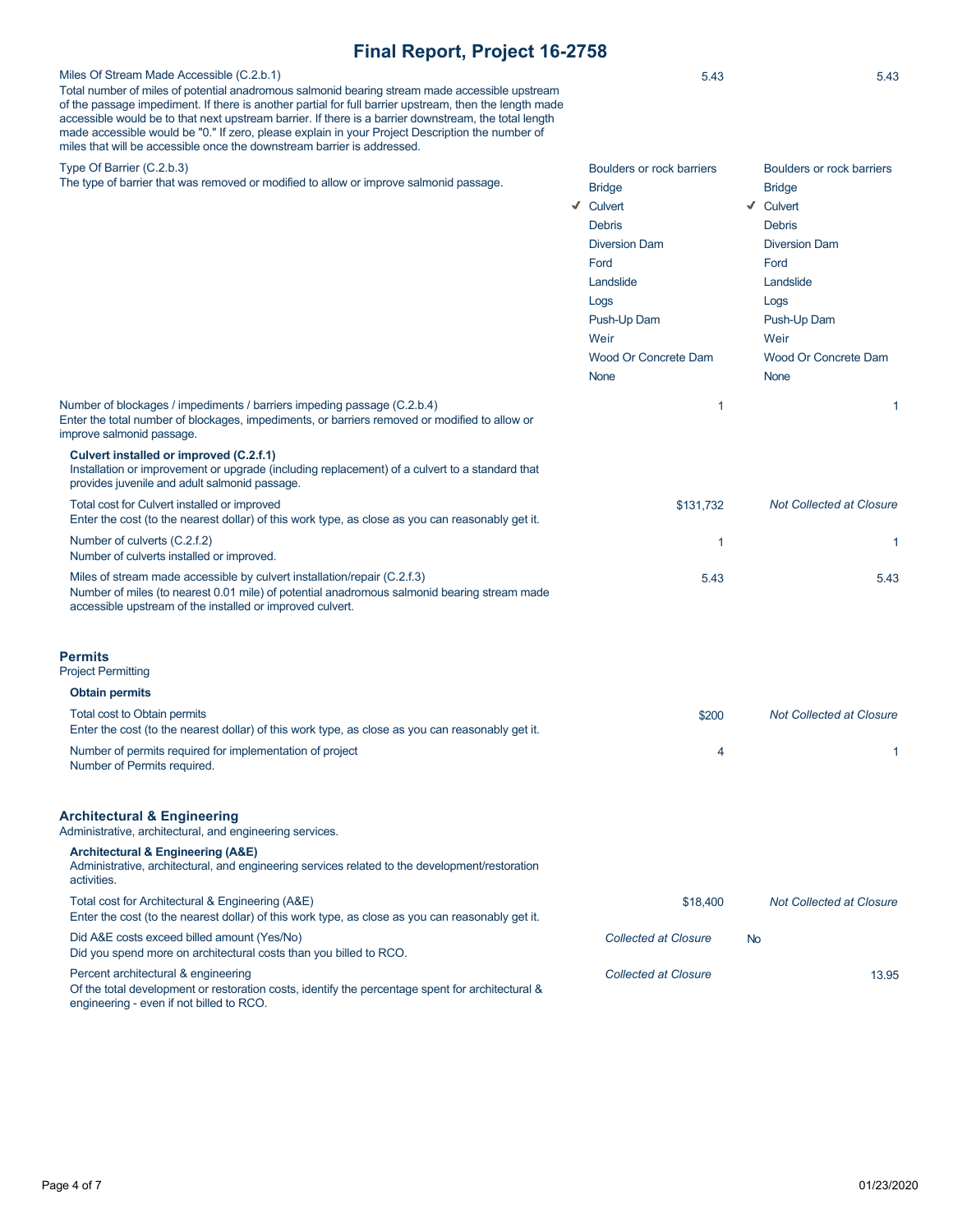# Final Report, Project 16-2758

| | | |
|---|---|---|
| **Miles Of Stream Made Accessible (C.2.b.1)**<br>Total number of miles of potential anadromous salmonid bearing stream made accessible upstream of the passage impediment. If there is another partial for full barrier upstream, then the length made accessible would be to that next upstream barrier. If there is a barrier downstream, the total length made accessible would be "0." If zero, please explain in your Project Description the number of miles that will be accessible once the downstream barrier is addressed. | 5.43 | 5.43 |
| **Type Of Barrier (C.2.b.3)**<br>The type of barrier that was removed or modified to allow or improve salmonid passage. | Boulders or rock barriers<br>Bridge<br>✓ Culvert<br>Debris<br>Diversion Dam<br>Ford<br>Landslide<br>Logs<br>Push-Up Dam<br>Weir<br>Wood Or Concrete Dam<br>None | Boulders or rock barriers<br>Bridge<br>✓ Culvert<br>Debris<br>Diversion Dam<br>Ford<br>Landslide<br>Logs<br>Push-Up Dam<br>Weir<br>Wood Or Concrete Dam<br>None |
| **Number of blockages / impediments / barriers impeding passage (C.2.b.4)**<br>Enter the total number of blockages, impediments, or barriers removed or modified to allow or improve salmonid passage. | 1 | 1 |

**Culvert installed or improved (C.2.f.1)**
Installation or improvement or upgrade (including replacement) of a culvert to a standard that provides juvenile and adult salmonid passage.

| | | |
|---|---|---|
| Total cost for Culvert installed or improved<br>Enter the cost (to the nearest dollar) of this work type, as close as you can reasonably get it. | $131,732 | *Not Collected at Closure* |
| Number of culverts (C.2.f.2)<br>Number of culverts installed or improved. | 1 | 1 |
| Miles of stream made accessible by culvert installation/repair (C.2.f.3)<br>Number of miles (to nearest 0.01 mile) of potential anadromous salmonid bearing stream made accessible upstream of the installed or improved culvert. | 5.43 | 5.43 |

## Permits

Project Permitting

**Obtain permits**

| | | |
|---|---|---|
| Total cost to Obtain permits<br>Enter the cost (to the nearest dollar) of this work type, as close as you can reasonably get it. | $200 | *Not Collected at Closure* |
| Number of permits required for implementation of project<br>Number of Permits required. | 4 | 1 |

## Architectural & Engineering

Administrative, architectural, and engineering services.

**Architectural & Engineering (A&E)**
Administrative, architectural, and engineering services related to the development/restoration activities.

| | | |
|---|---|---|
| Total cost for Architectural & Engineering (A&E)<br>Enter the cost (to the nearest dollar) of this work type, as close as you can reasonably get it. | $18,400 | *Not Collected at Closure* |
| Did A&E costs exceed billed amount (Yes/No)<br>Did you spend more on architectural costs than you billed to RCO. | *Collected at Closure* | No |
| Percent architectural & engineering<br>Of the total development or restoration costs, identify the percentage spent for architectural & engineering - even if not billed to RCO. | *Collected at Closure* | 13.95 |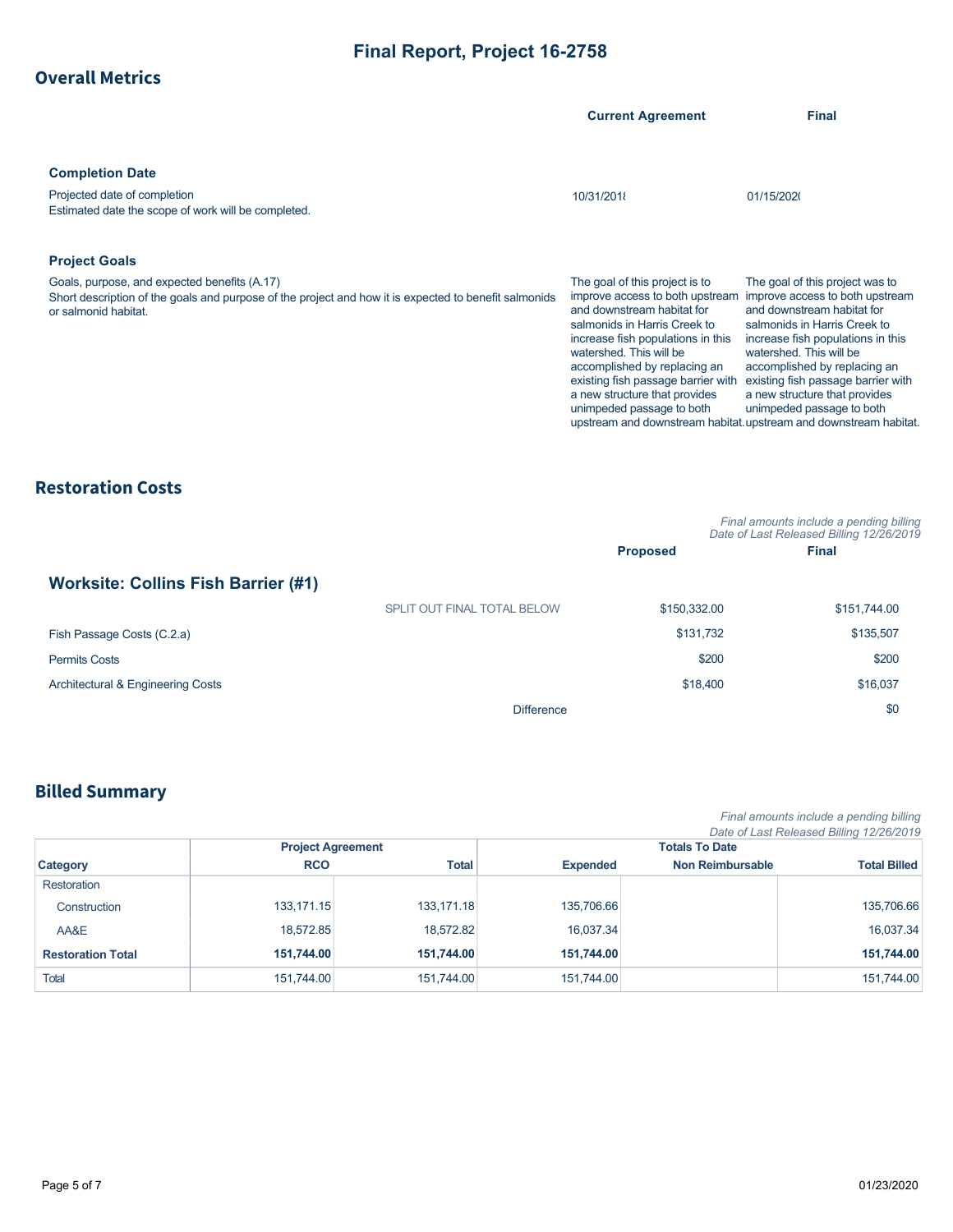# Final Report, Project 16-2758

## Overall Metrics

| | Current Agreement | Final |
|---|---|---|
| **Completion Date** | | |
| Projected date of completion<br>Estimated date the scope of work will be completed. | 10/31/2018 | 01/15/2020 |
| **Project Goals** | | |
| Goals, purpose, and expected benefits (A.17)<br>Short description of the goals and purpose of the project and how it is expected to benefit salmonids or salmonid habitat. | The goal of this project is to improve access to both upstream and downstream habitat for salmonids in Harris Creek to increase fish populations in this watershed. This will be accomplished by replacing an existing fish passage barrier with a new structure that provides unimpeded passage to both upstream and downstream habitat. | The goal of this project was to improve access to both upstream and downstream habitat for salmonids in Harris Creek to increase fish populations in this watershed. This will be accomplished by replacing an existing fish passage barrier with a new structure that provides unimpeded passage to both upstream and downstream habitat. |

## Restoration Costs

*Final amounts include a pending billing*
*Date of Last Released Billing 12/26/2019*

### Worksite: Collins Fish Barrier (#1)

| | | Proposed | Final |
|---|---|---|---|
| | SPLIT OUT FINAL TOTAL BELOW | $150,332.00 | $151,744.00 |
| Fish Passage Costs (C.2.a) | | $131,732 | $135,507 |
| Permits Costs | | $200 | $200 |
| Architectural & Engineering Costs | | $18,400 | $16,037 |
| | Difference | | $0 |

## Billed Summary

*Final amounts include a pending billing*
*Date of Last Released Billing 12/26/2019*

| | Project Agreement | | Totals To Date | | |
|---|---|---|---|---|---|
| **Category** | **RCO** | **Total** | **Expended** | **Non Reimbursable** | **Total Billed** |
| Restoration | | | | | |
| Construction | 133,171.15 | 133,171.18 | 135,706.66 | | 135,706.66 |
| AA&E | 18,572.85 | 18,572.82 | 16,037.34 | | 16,037.34 |
| **Restoration Total** | **151,744.00** | **151,744.00** | **151,744.00** | | **151,744.00** |
| Total | 151,744.00 | 151,744.00 | 151,744.00 | | 151,744.00 |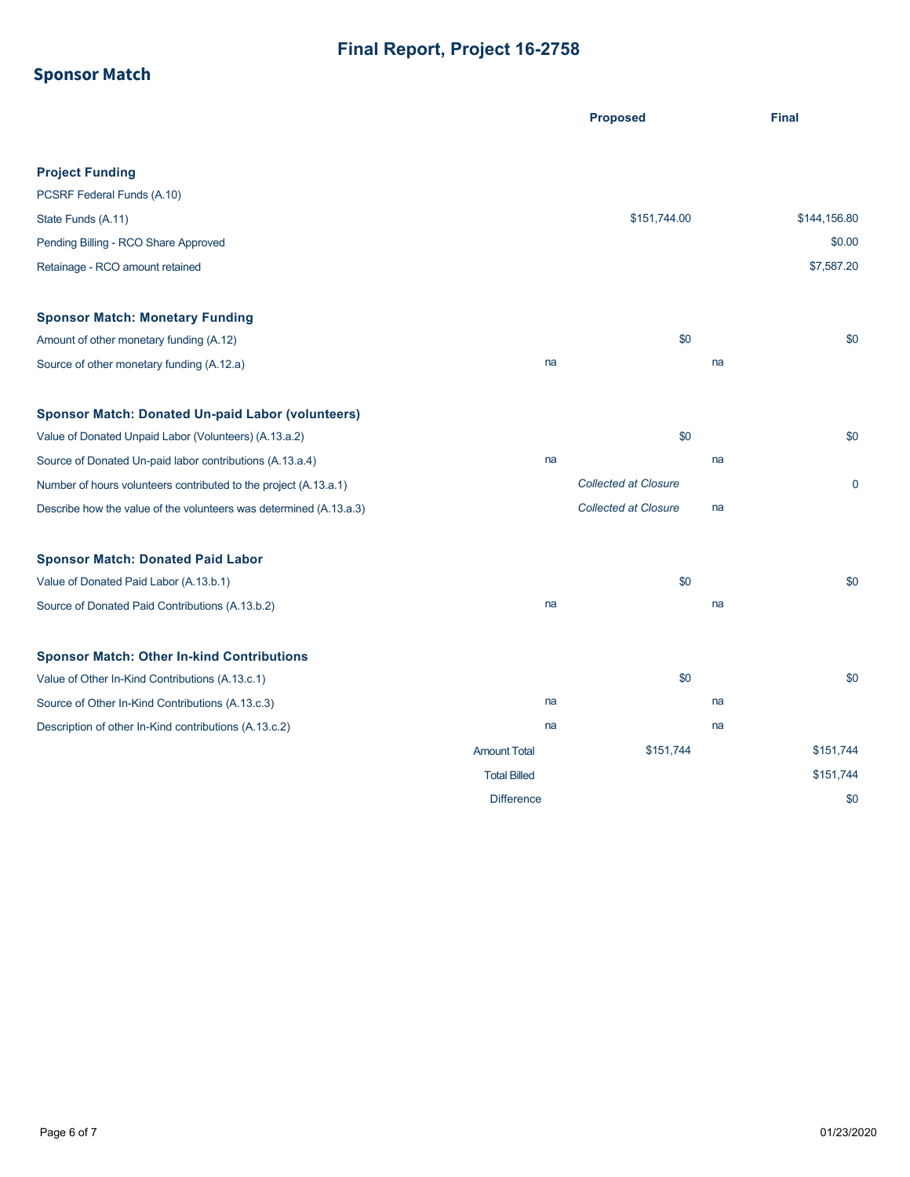# Final Report, Project 16-2758

## Sponsor Match

| | | Proposed | | Final |
|---|---|---|---|---|
| **Project Funding** | | | | |
| PCSRF Federal Funds (A.10) | | | | |
| State Funds (A.11) | | $151,744.00 | | $144,156.80 |
| Pending Billing - RCO Share Approved | | | | $0.00 |
| Retainage - RCO amount retained | | | | $7,587.20 |
| **Sponsor Match: Monetary Funding** | | | | |
| Amount of other monetary funding (A.12) | | $0 | | $0 |
| Source of other monetary funding (A.12.a) | na | | na | |
| **Sponsor Match: Donated Un-paid Labor (volunteers)** | | | | |
| Value of Donated Unpaid Labor (Volunteers) (A.13.a.2) | | $0 | | $0 |
| Source of Donated Un-paid labor contributions (A.13.a.4) | na | | na | |
| Number of hours volunteers contributed to the project (A.13.a.1) | | *Collected at Closure* | | 0 |
| Describe how the value of the volunteers was determined (A.13.a.3) | | *Collected at Closure* | na | |
| **Sponsor Match: Donated Paid Labor** | | | | |
| Value of Donated Paid Labor (A.13.b.1) | | $0 | | $0 |
| Source of Donated Paid Contributions (A.13.b.2) | na | | na | |
| **Sponsor Match: Other In-kind Contributions** | | | | |
| Value of Other In-Kind Contributions (A.13.c.1) | | $0 | | $0 |
| Source of Other In-Kind Contributions (A.13.c.3) | na | | na | |
| Description of other In-Kind contributions (A.13.c.2) | na | | na | |
| | Amount Total | $151,744 | | $151,744 |
| | Total Billed | | | $151,744 |
| | Difference | | | $0 |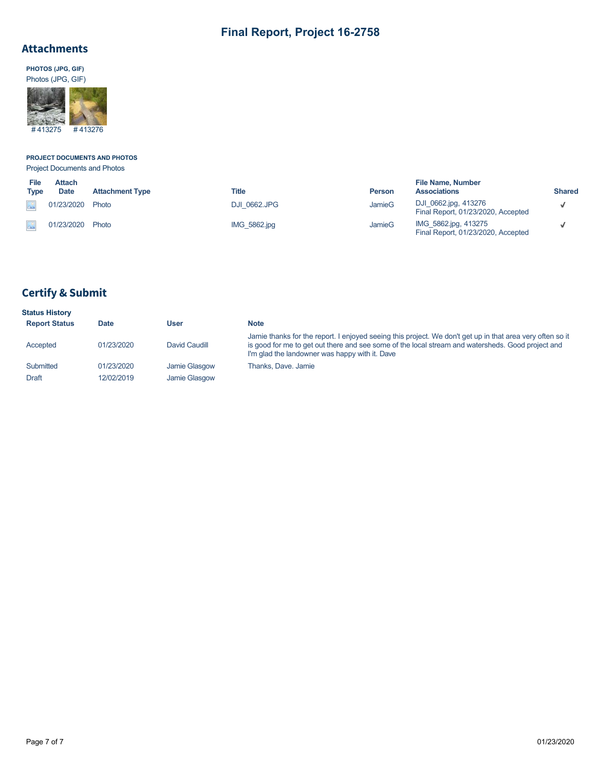# Final Report, Project 16-2758

## Attachments

**PHOTOS (JPG, GIF)**

Photos (JPG, GIF)

#413275 #413276

**PROJECT DOCUMENTS AND PHOTOS**

Project Documents and Photos

| File Type | Attach Date | Attachment Type | Title | Person | File Name, Number Associations | Shared |
|---|---|---|---|---|---|---|
| | 01/23/2020 | Photo | DJI_0662.JPG | JamieG | DJI_0662.jpg, 413276 Final Report, 01/23/2020, Accepted | ✓ |
| | 01/23/2020 | Photo | IMG_5862.jpg | JamieG | IMG_5862.jpg, 413275 Final Report, 01/23/2020, Accepted | ✓ |

## Certify & Submit

**Status History**

| Report Status | Date | User | Note |
|---|---|---|---|
| Accepted | 01/23/2020 | David Caudill | Jamie thanks for the report. I enjoyed seeing this project. We don't get up in that area very often so it is good for me to get out there and see some of the local stream and watersheds. Good project and I'm glad the landowner was happy with it. Dave |
| Submitted | 01/23/2020 | Jamie Glasgow | Thanks, Dave. Jamie |
| Draft | 12/02/2019 | Jamie Glasgow | |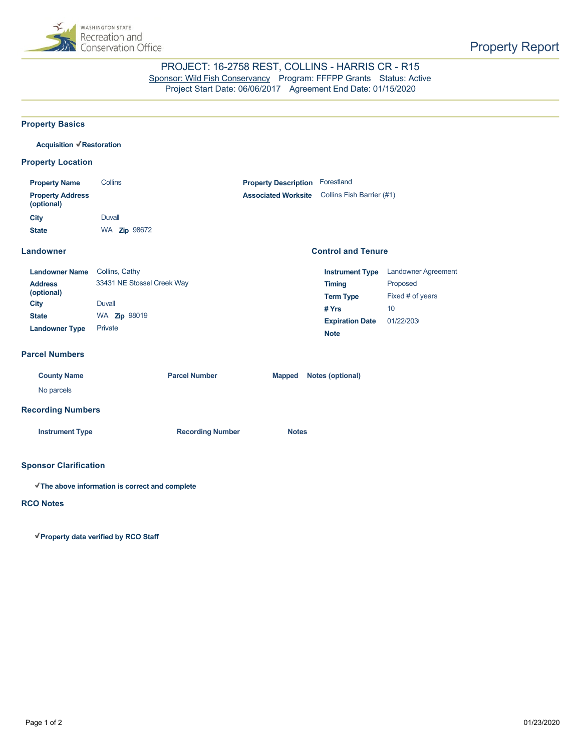Property Report

PROJECT: 16-2758 REST, COLLINS - HARRIS CR - R15
Sponsor: Wild Fish Conservancy   Program: FFFPP Grants   Status: Active
Project Start Date: 06/06/2017   Agreement End Date: 01/15/2020

## Property Basics

**Acquisition** ✓**Restoration**

## Property Location

| | | | |
|---|---|---|---|
| **Property Name** | Collins | **Property Description** | Forestland |
| **Property Address (optional)** | | **Associated Worksite** | Collins Fish Barrier (#1) |
| **City** | Duvall | | |
| **State** | WA **Zip** 98672 | | |

## Landowner

| | |
|---|---|
| **Landowner Name** | Collins, Cathy |
| **Address (optional)** | 33431 NE Stossel Creek Way |
| **City** | Duvall |
| **State** | WA **Zip** 98019 |
| **Landowner Type** | Private |

## Control and Tenure

| | |
|---|---|
| **Instrument Type** | Landowner Agreement |
| **Timing** | Proposed |
| **Term Type** | Fixed # of years |
| **# Yrs** | 10 |
| **Expiration Date** | 01/22/2030 |
| **Note** | |

## Parcel Numbers

| County Name | Parcel Number | Mapped | Notes (optional) |
|---|---|---|---|
| No parcels | | | |

## Recording Numbers

| Instrument Type | Recording Number | Notes |
|---|---|---|

## Sponsor Clarification

✓**The above information is correct and complete**

## RCO Notes

✓**Property data verified by RCO Staff**

01/23/2020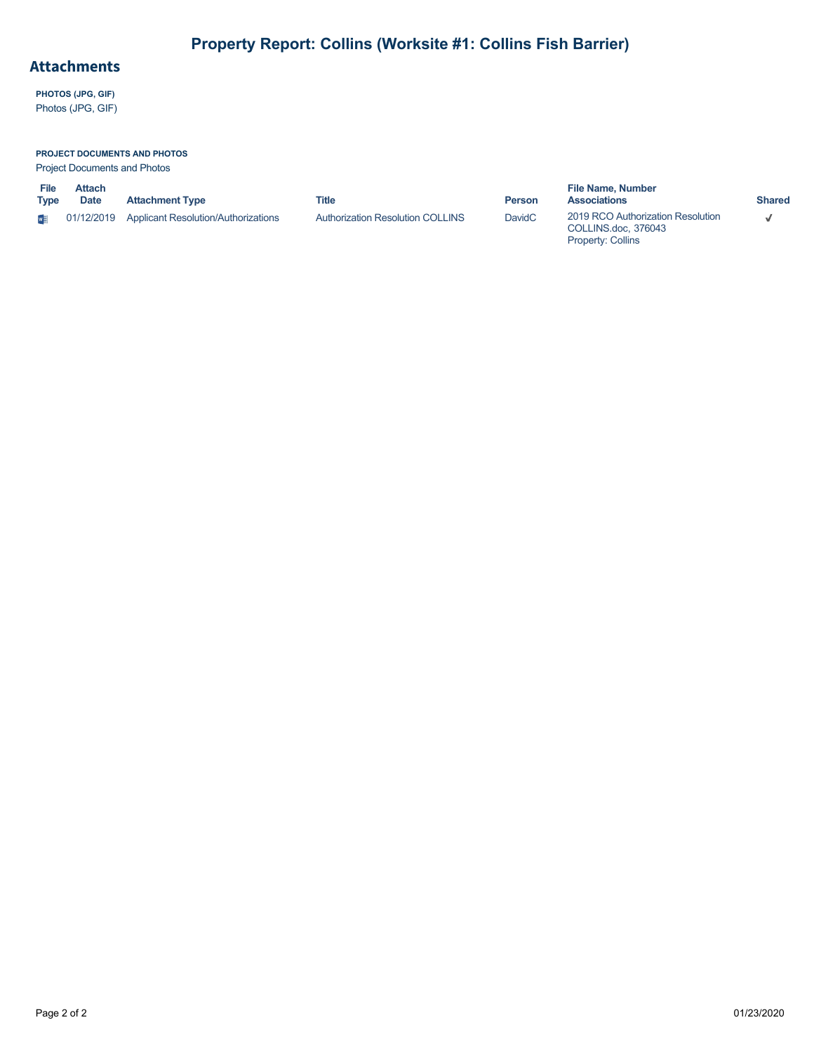# Property Report: Collins (Worksite #1: Collins Fish Barrier)

## Attachments

**PHOTOS (JPG, GIF)**

Photos (JPG, GIF)

**PROJECT DOCUMENTS AND PHOTOS**

Project Documents and Photos

| File Type | Attach Date | Attachment Type | Title | Person | File Name, Number Associations | Shared |
|---|---|---|---|---|---|---|
| W | 01/12/2019 | Applicant Resolution/Authorizations | Authorization Resolution COLLINS | DavidC | 2019 RCO Authorization Resolution COLLINS.doc, 376043 Property: Collins | ✓ |